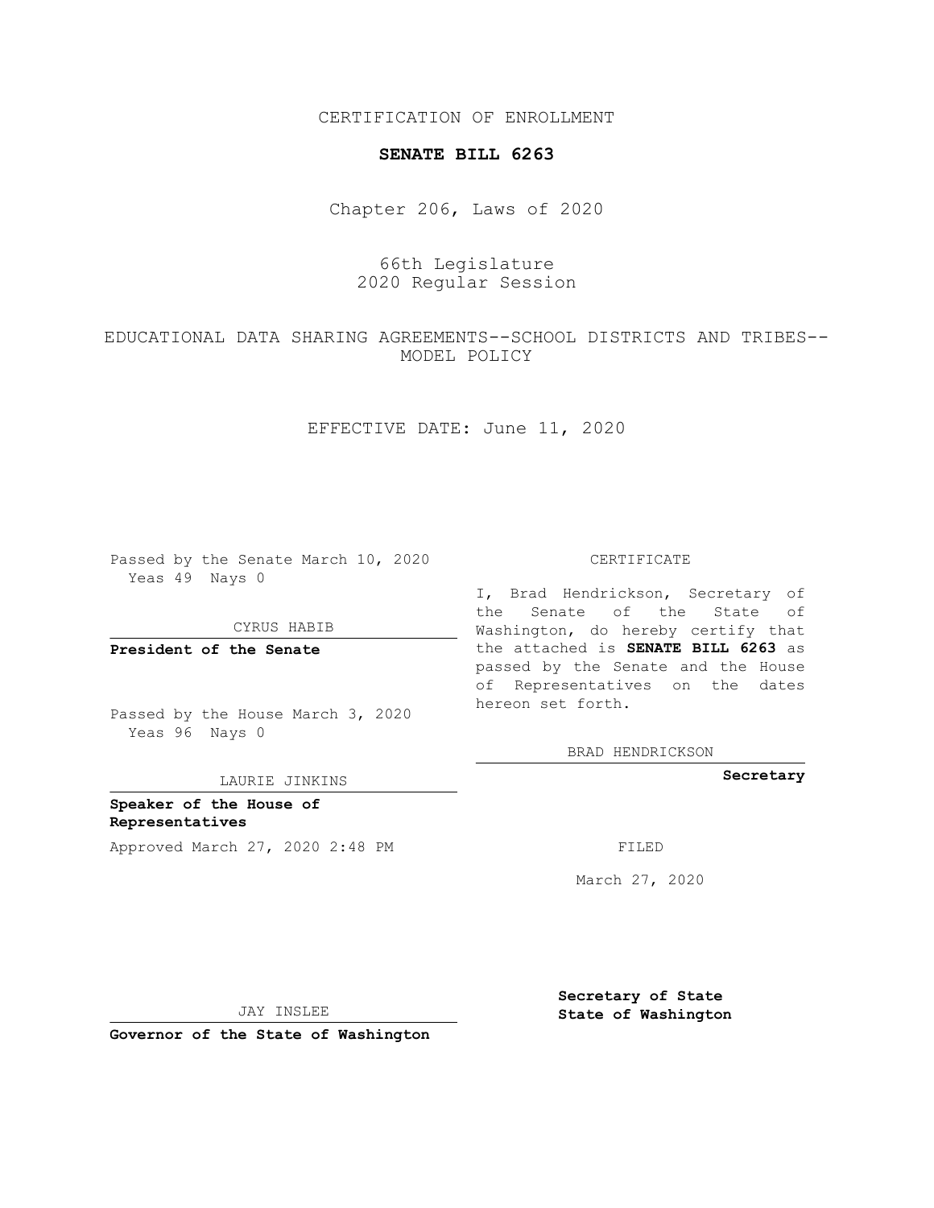CERTIFICATION OF ENROLLMENT

**SENATE BILL 6263**

Chapter 206, Laws of 2020

66th Legislature
2020 Regular Session

EDUCATIONAL DATA SHARING AGREEMENTS--SCHOOL DISTRICTS AND TRIBES--MODEL POLICY

EFFECTIVE DATE: June 11, 2020

Passed by the Senate March 10, 2020
Yeas 49 Nays 0

CYRUS HABIB

**President of the Senate**

Passed by the House March 3, 2020
Yeas 96 Nays 0

LAURIE JINKINS

**Speaker of the House of Representatives**

Approved March 27, 2020 2:48 PM

JAY INSLEE

**Governor of the State of Washington**

CERTIFICATE

I, Brad Hendrickson, Secretary of the Senate of the State of Washington, do hereby certify that the attached is **SENATE BILL 6263** as passed by the Senate and the House of Representatives on the dates hereon set forth.

BRAD HENDRICKSON

**Secretary**

FILED

March 27, 2020

**Secretary of State**
**State of Washington**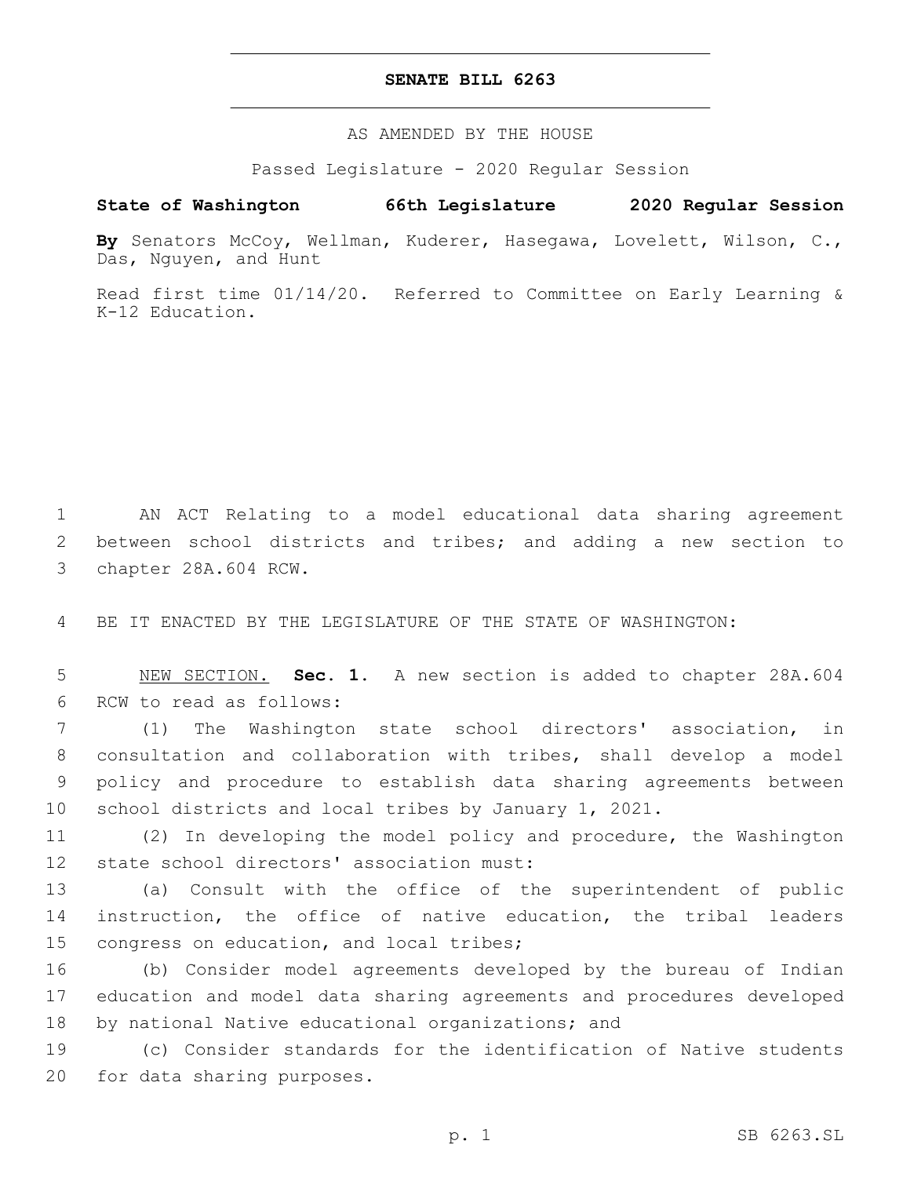# SENATE BILL 6263

AS AMENDED BY THE HOUSE

Passed Legislature - 2020 Regular Session

**State of Washington 66th Legislature 2020 Regular Session**

**By** Senators McCoy, Wellman, Kuderer, Hasegawa, Lovelett, Wilson, C., Das, Nguyen, and Hunt

Read first time 01/14/20. Referred to Committee on Early Learning & K-12 Education.

AN ACT Relating to a model educational data sharing agreement between school districts and tribes; and adding a new section to chapter 28A.604 RCW.

BE IT ENACTED BY THE LEGISLATURE OF THE STATE OF WASHINGTON:

NEW SECTION. **Sec. 1.** A new section is added to chapter 28A.604 RCW to read as follows:

(1) The Washington state school directors' association, in consultation and collaboration with tribes, shall develop a model policy and procedure to establish data sharing agreements between school districts and local tribes by January 1, 2021.

(2) In developing the model policy and procedure, the Washington state school directors' association must:

(a) Consult with the office of the superintendent of public instruction, the office of native education, the tribal leaders congress on education, and local tribes;

(b) Consider model agreements developed by the bureau of Indian education and model data sharing agreements and procedures developed by national Native educational organizations; and

(c) Consider standards for the identification of Native students for data sharing purposes.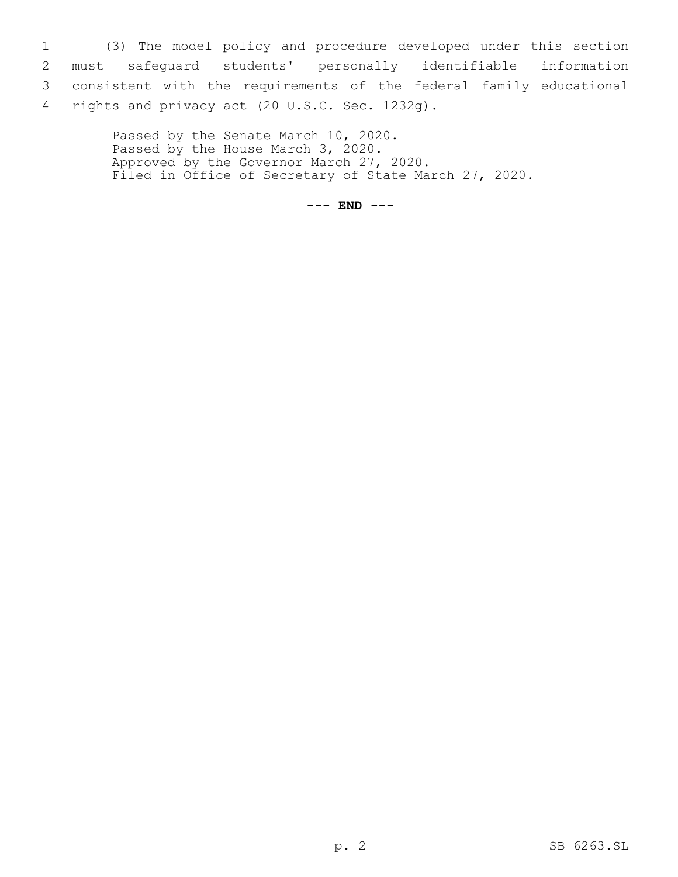(3) The model policy and procedure developed under this section must safeguard students' personally identifiable information consistent with the requirements of the federal family educational rights and privacy act (20 U.S.C. Sec. 1232g).

Passed by the Senate March 10, 2020.
Passed by the House March 3, 2020.
Approved by the Governor March 27, 2020.
Filed in Office of Secretary of State March 27, 2020.

**--- END ---**